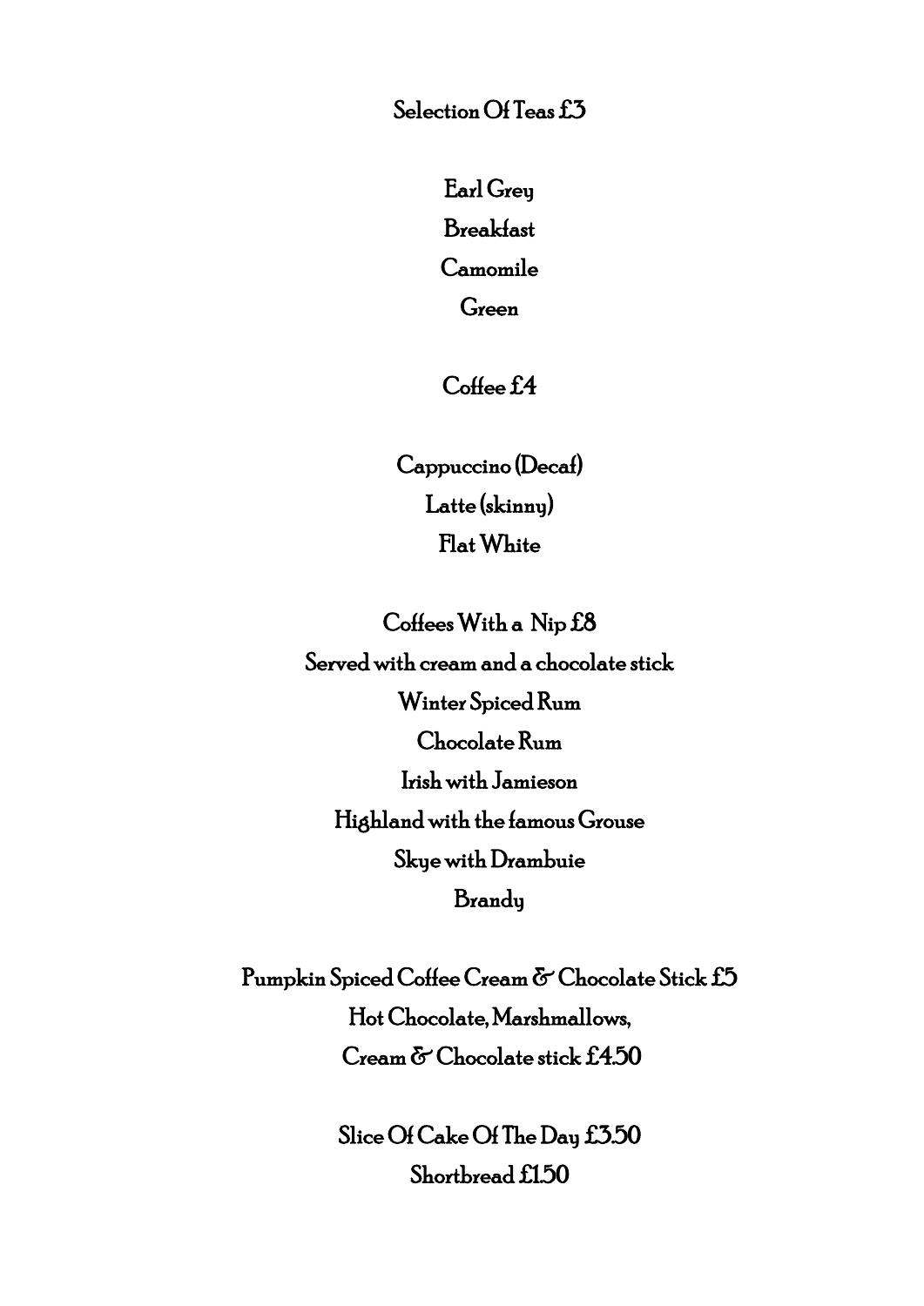## Selection Of Teas £3

Earl Grey

Breakfast

Camomile

Green

## Coffee £4

Cappuccino (Decaf)

Latte (skinny)

Flat White

## Coffees With a Nip £8

Served with cream and a chocolate stick

Winter Spiced Rum

Chocolate Rum

Irish with Jamieson

Highland with the famous Grouse

Skye with Drambuie

Brandy

Pumpkin Spiced Coffee Cream & Chocolate Stick £5

Hot Chocolate, Marshmallows,
Cream & Chocolate stick £4.50

Slice Of Cake Of The Day £3.50

Shortbread £1.50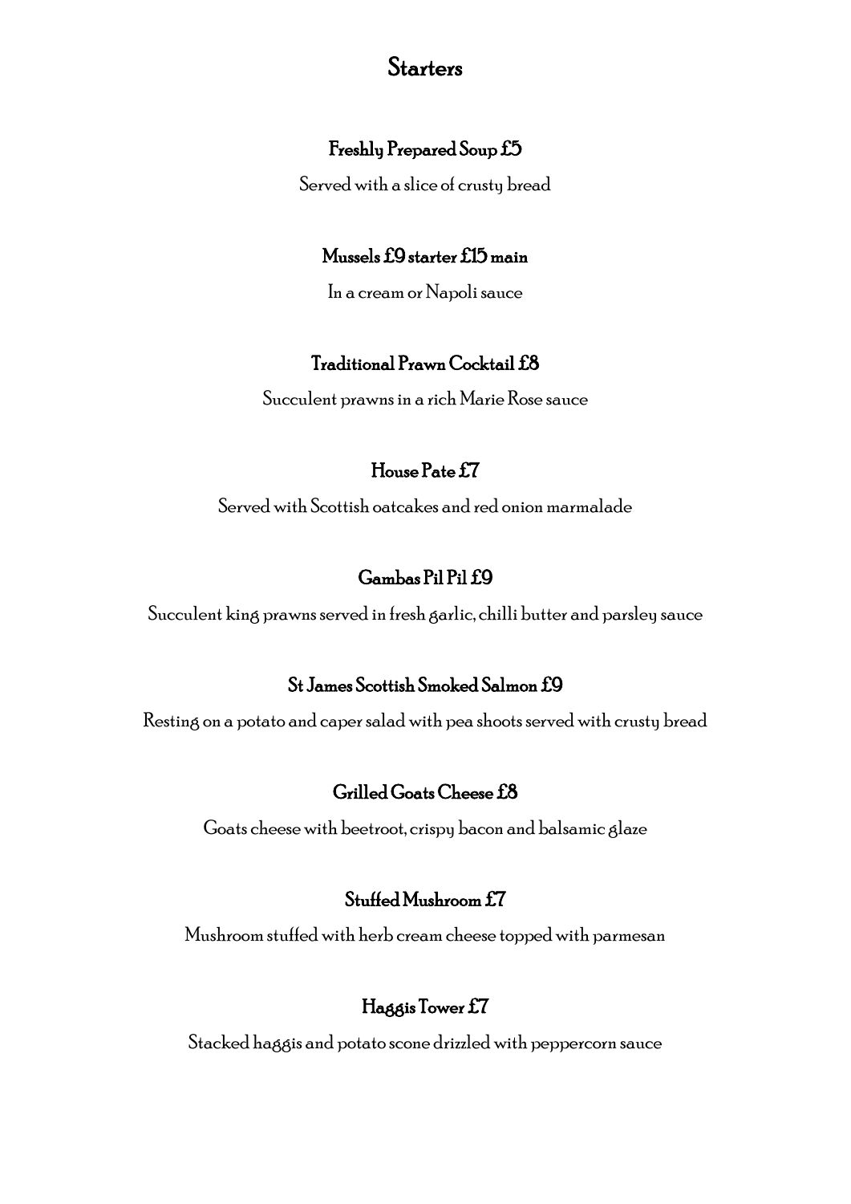# Starters

### Freshly Prepared Soup £5

Served with a slice of crusty bread

### Mussels £9 starter £15 main

In a cream or Napoli sauce

### Traditional Prawn Cocktail £8

Succulent prawns in a rich Marie Rose sauce

### House Pate £7

Served with Scottish oatcakes and red onion marmalade

### Gambas Pil Pil £9

Succulent king prawns served in fresh garlic, chilli butter and parsley sauce

### St James Scottish Smoked Salmon £9

Resting on a potato and caper salad with pea shoots served with crusty bread

### Grilled Goats Cheese £8

Goats cheese with beetroot, crispy bacon and balsamic glaze

### Stuffed Mushroom £7

Mushroom stuffed with herb cream cheese topped with parmesan

### Haggis Tower £7

Stacked haggis and potato scone drizzled with peppercorn sauce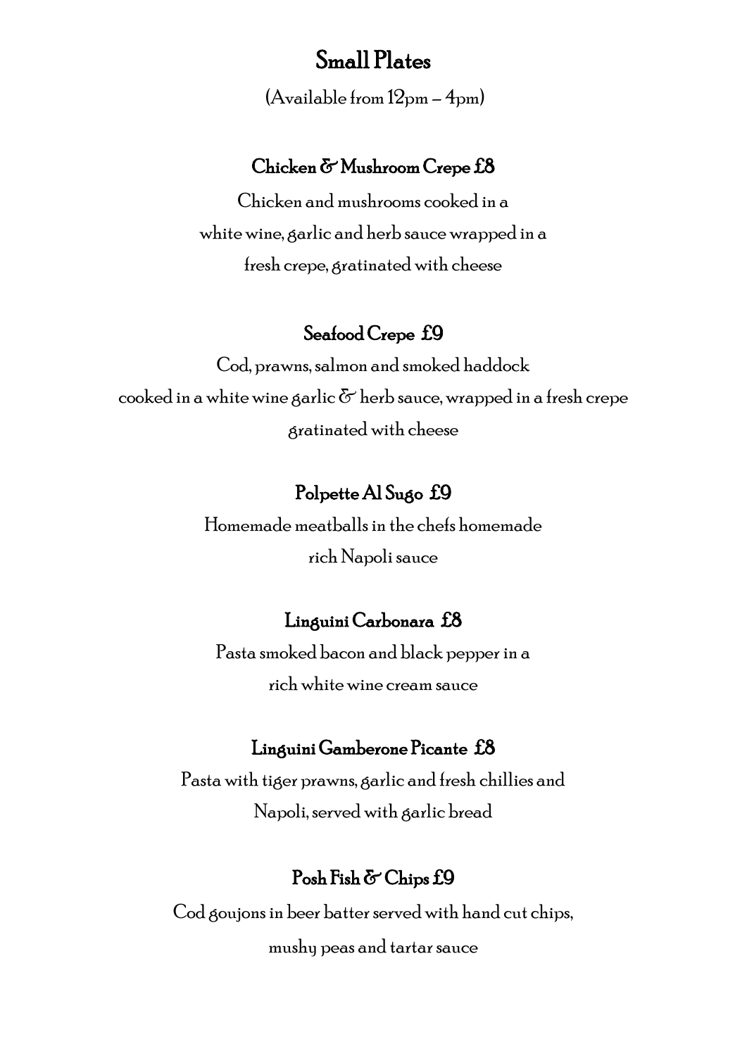# Small Plates

(Available from 12pm – 4pm)

### Chicken & Mushroom Crepe £8

Chicken and mushrooms cooked in a
white wine, garlic and herb sauce wrapped in a
fresh crepe, gratinated with cheese

### Seafood Crepe £9

Cod, prawns, salmon and smoked haddock
cooked in a white wine garlic & herb sauce, wrapped in a fresh crepe
gratinated with cheese

### Polpette Al Sugo £9

Homemade meatballs in the chefs homemade
rich Napoli sauce

### Linguini Carbonara £8

Pasta smoked bacon and black pepper in a
rich white wine cream sauce

### Linguini Gamberone Picante £8

Pasta with tiger prawns, garlic and fresh chillies and
Napoli, served with garlic bread

### Posh Fish & Chips £9

Cod goujons in beer batter served with hand cut chips,
mushy peas and tartar sauce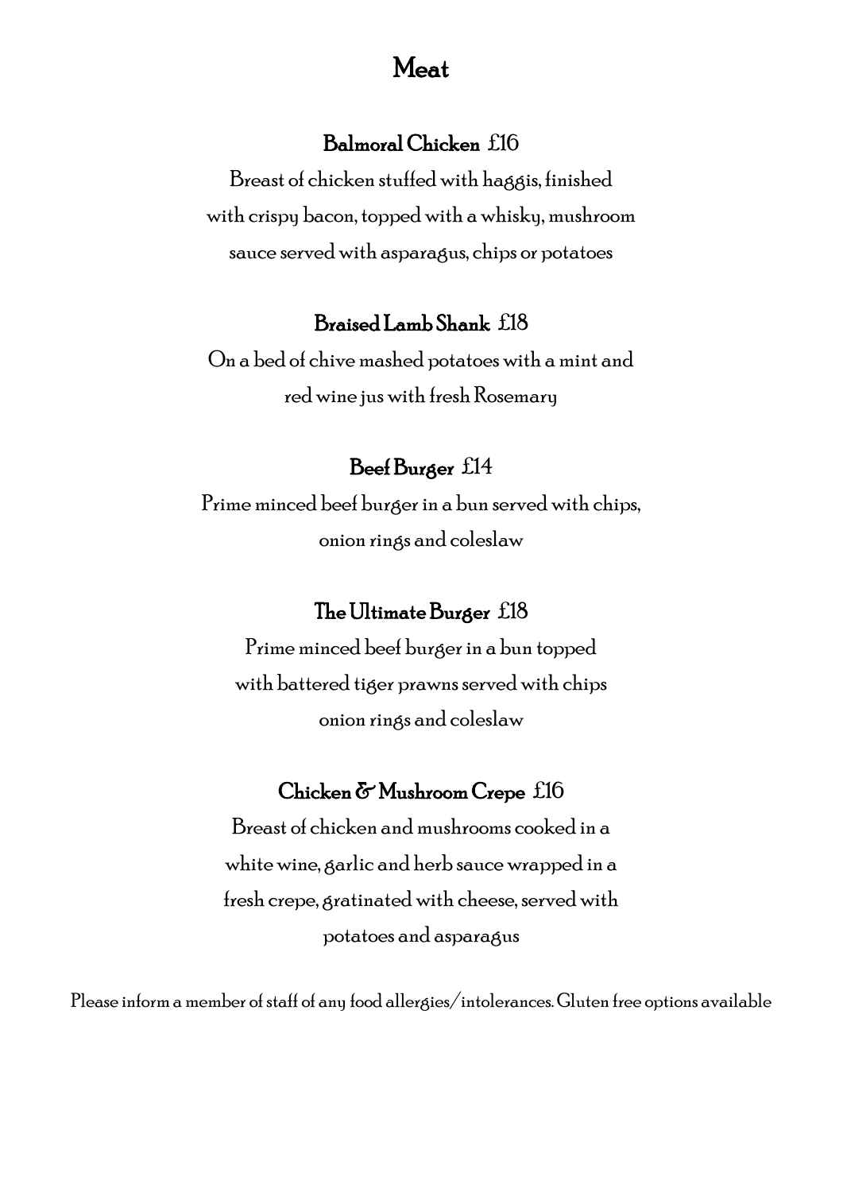# Meat

## Balmoral Chicken £16

Breast of chicken stuffed with haggis, finished with crispy bacon, topped with a whisky, mushroom sauce served with asparagus, chips or potatoes

## Braised Lamb Shank £18

On a bed of chive mashed potatoes with a mint and red wine jus with fresh Rosemary

## Beef Burger £14

Prime minced beef burger in a bun served with chips, onion rings and coleslaw

## The Ultimate Burger £18

Prime minced beef burger in a bun topped with battered tiger prawns served with chips onion rings and coleslaw

## Chicken & Mushroom Crepe £16

Breast of chicken and mushrooms cooked in a white wine, garlic and herb sauce wrapped in a fresh crepe, gratinated with cheese, served with potatoes and asparagus

Please inform a member of staff of any food allergies/intolerances. Gluten free options available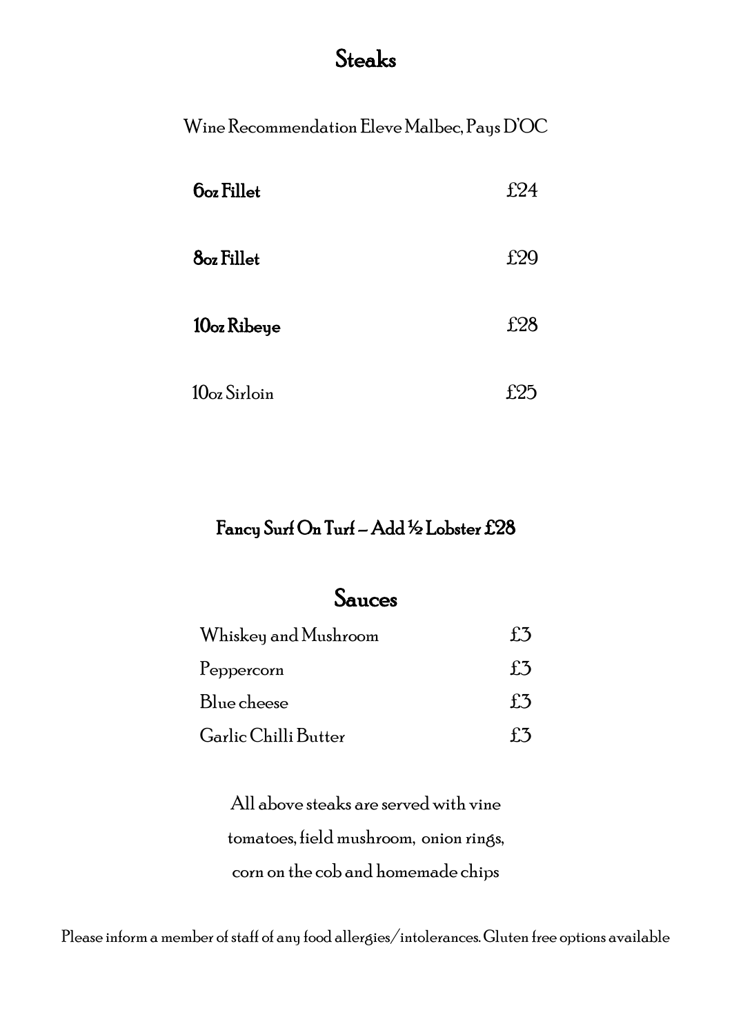# Steaks

Wine Recommendation Eleve Malbec, Pays D'OC

| | |
|---|---|
| **6oz Fillet** | £24 |
| **8oz Fillet** | £29 |
| **10oz Ribeye** | £28 |
| 10oz Sirloin | £25 |

**Fancy Surf On Turf – Add ½ Lobster £28**

## Sauces

| | |
|---|---|
| Whiskey and Mushroom | £3 |
| Peppercorn | £3 |
| Blue cheese | £3 |
| Garlic Chilli Butter | £3 |

All above steaks are served with vine tomatoes, field mushroom, onion rings, corn on the cob and homemade chips

Please inform a member of staff of any food allergies/intolerances. Gluten free options available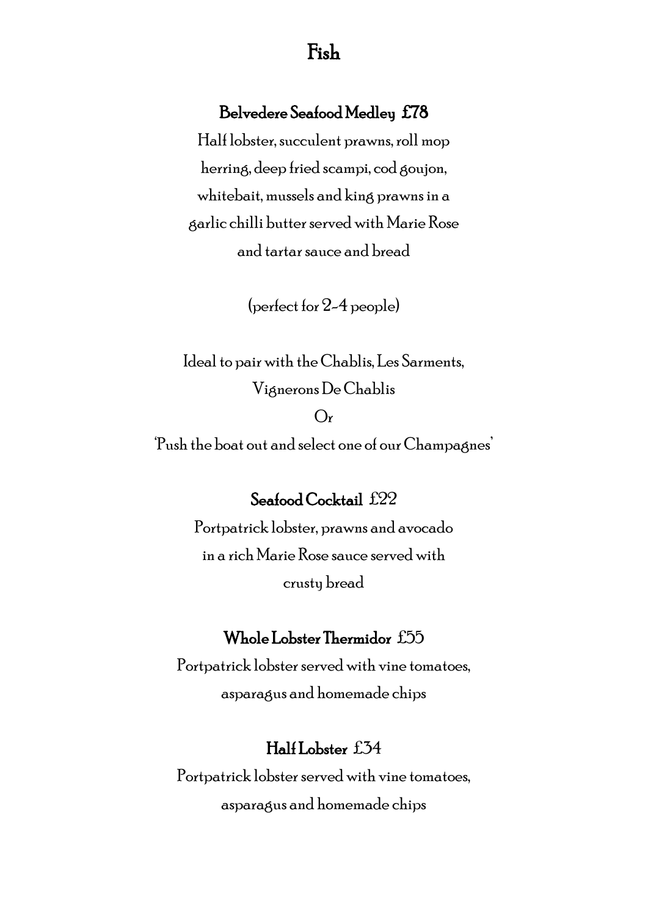# Fish

### Belvedere Seafood Medley £78

Half lobster, succulent prawns, roll mop herring, deep fried scampi, cod goujon, whitebait, mussels and king prawns in a garlic chilli butter served with Marie Rose and tartar sauce and bread

(perfect for 2-4 people)

Ideal to pair with the Chablis, Les Sarments, Vignerons De Chablis

Or

'Push the boat out and select one of our Champagnes'

### Seafood Cocktail £22

Portpatrick lobster, prawns and avocado in a rich Marie Rose sauce served with crusty bread

### Whole Lobster Thermidor £55

Portpatrick lobster served with vine tomatoes, asparagus and homemade chips

### Half Lobster £34

Portpatrick lobster served with vine tomatoes, asparagus and homemade chips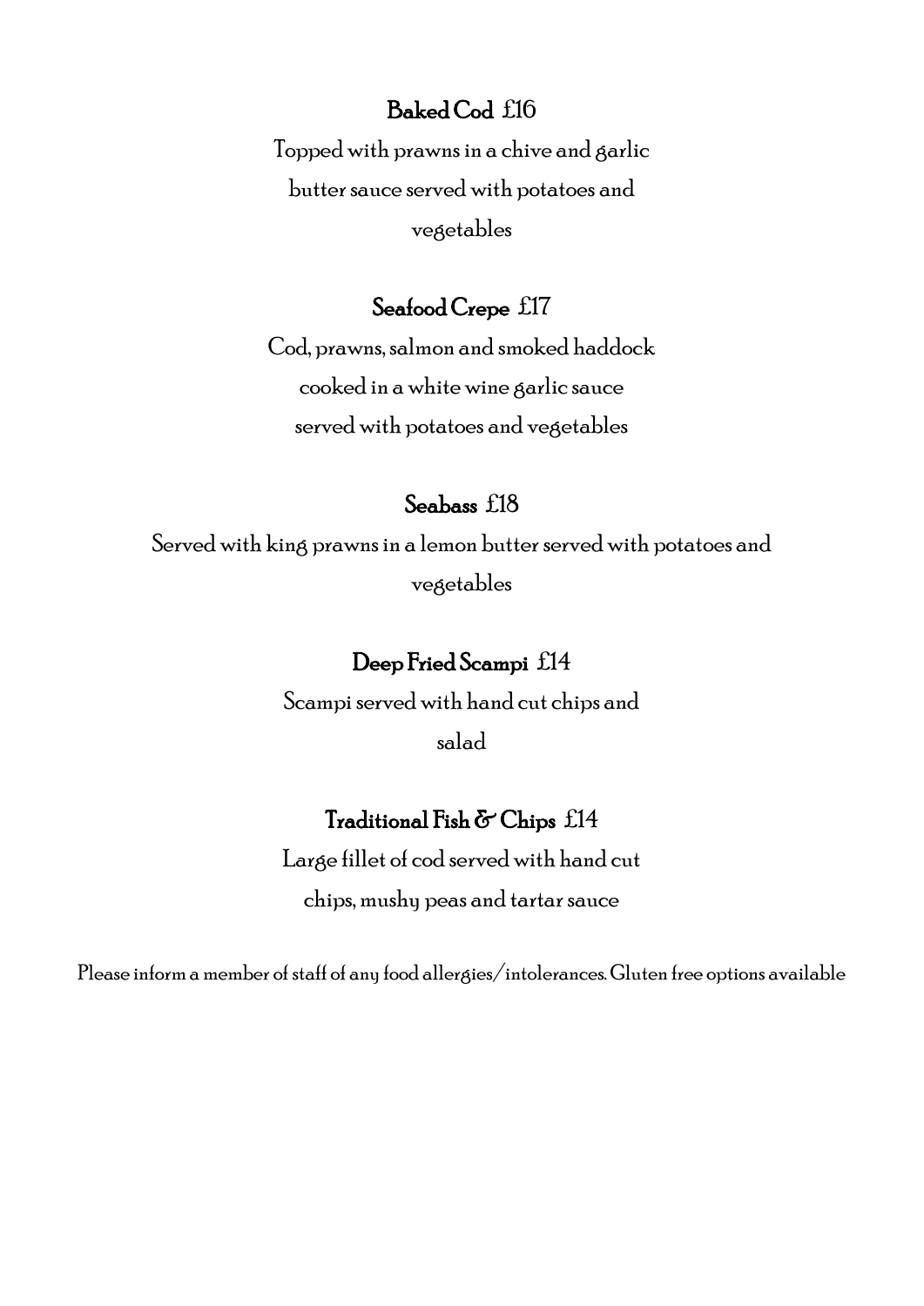**Baked Cod** £16

Topped with prawns in a chive and garlic butter sauce served with potatoes and vegetables

**Seafood Crepe** £17

Cod, prawns, salmon and smoked haddock cooked in a white wine garlic sauce served with potatoes and vegetables

**Seabass** £18

Served with king prawns in a lemon butter served with potatoes and vegetables

**Deep Fried Scampi** £14

Scampi served with hand cut chips and salad

**Traditional Fish & Chips** £14

Large fillet of cod served with hand cut chips, mushy peas and tartar sauce

Please inform a member of staff of any food allergies/intolerances. Gluten free options available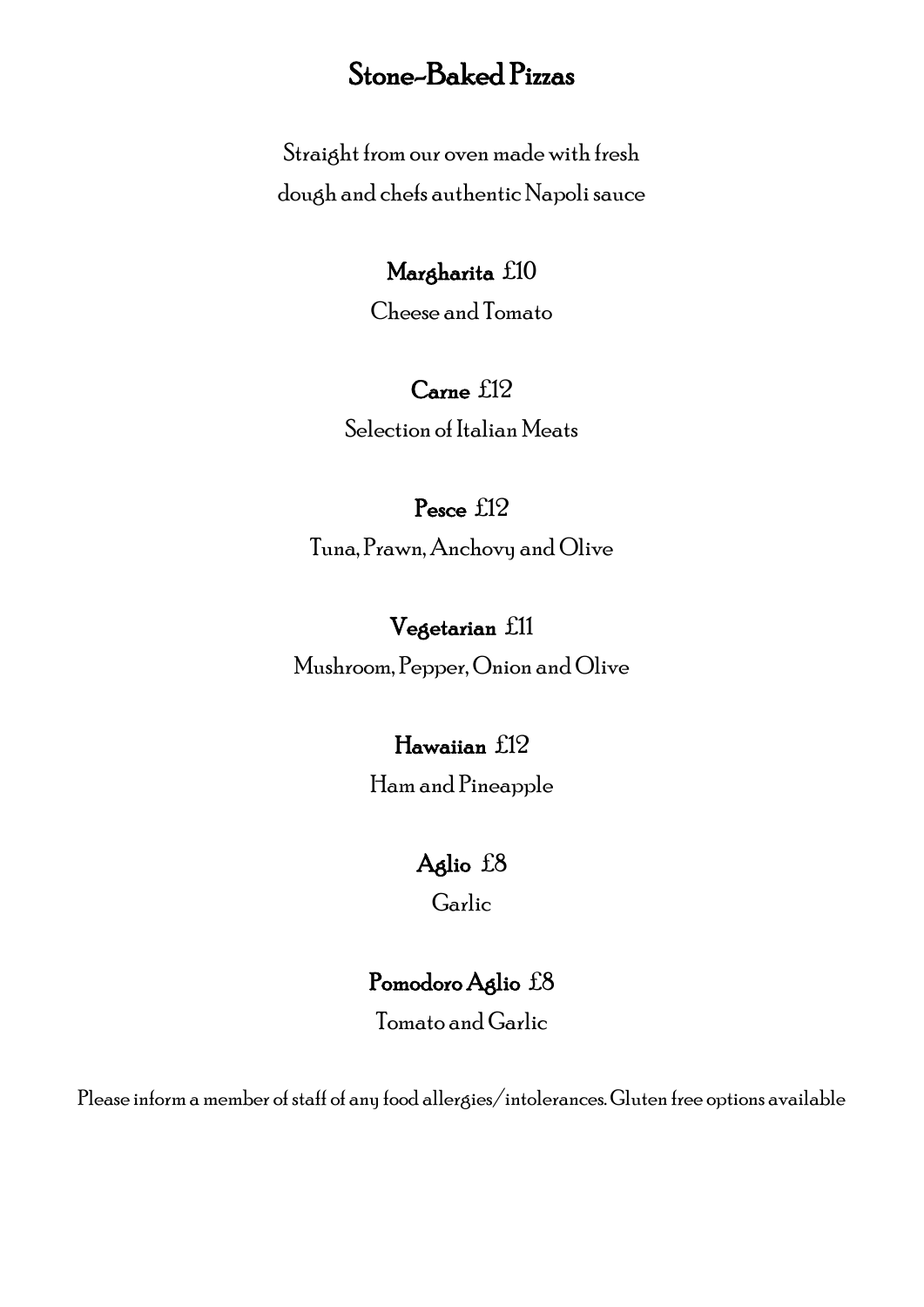# Stone-Baked Pizzas

Straight from our oven made with fresh dough and chefs authentic Napoli sauce

**Margharita** £10

Cheese and Tomato

**Carne** £12

Selection of Italian Meats

**Pesce** £12

Tuna, Prawn, Anchovy and Olive

**Vegetarian** £11

Mushroom, Pepper, Onion and Olive

**Hawaiian** £12

Ham and Pineapple

**Aglio** £8

Garlic

**Pomodoro Aglio** £8

Tomato and Garlic

Please inform a member of staff of any food allergies/intolerances. Gluten free options available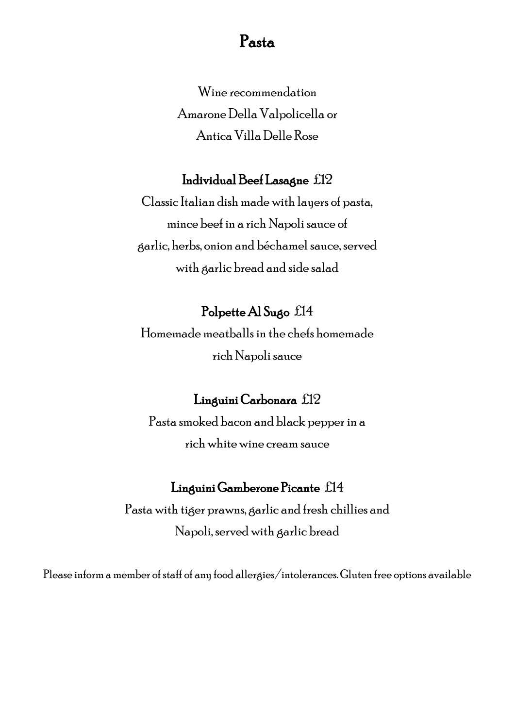# Pasta

Wine recommendation
Amarone Della Valpolicella or
Antica Villa Delle Rose

**Individual Beef Lasagne** £12

Classic Italian dish made with layers of pasta,
mince beef in a rich Napoli sauce of
garlic, herbs, onion and béchamel sauce, served
with garlic bread and side salad

**Polpette Al Sugo** £14

Homemade meatballs in the chefs homemade
rich Napoli sauce

**Linguini Carbonara** £12

Pasta smoked bacon and black pepper in a
rich white wine cream sauce

**Linguini Gamberone Picante** £14

Pasta with tiger prawns, garlic and fresh chillies and
Napoli, served with garlic bread

Please inform a member of staff of any food allergies/intolerances. Gluten free options available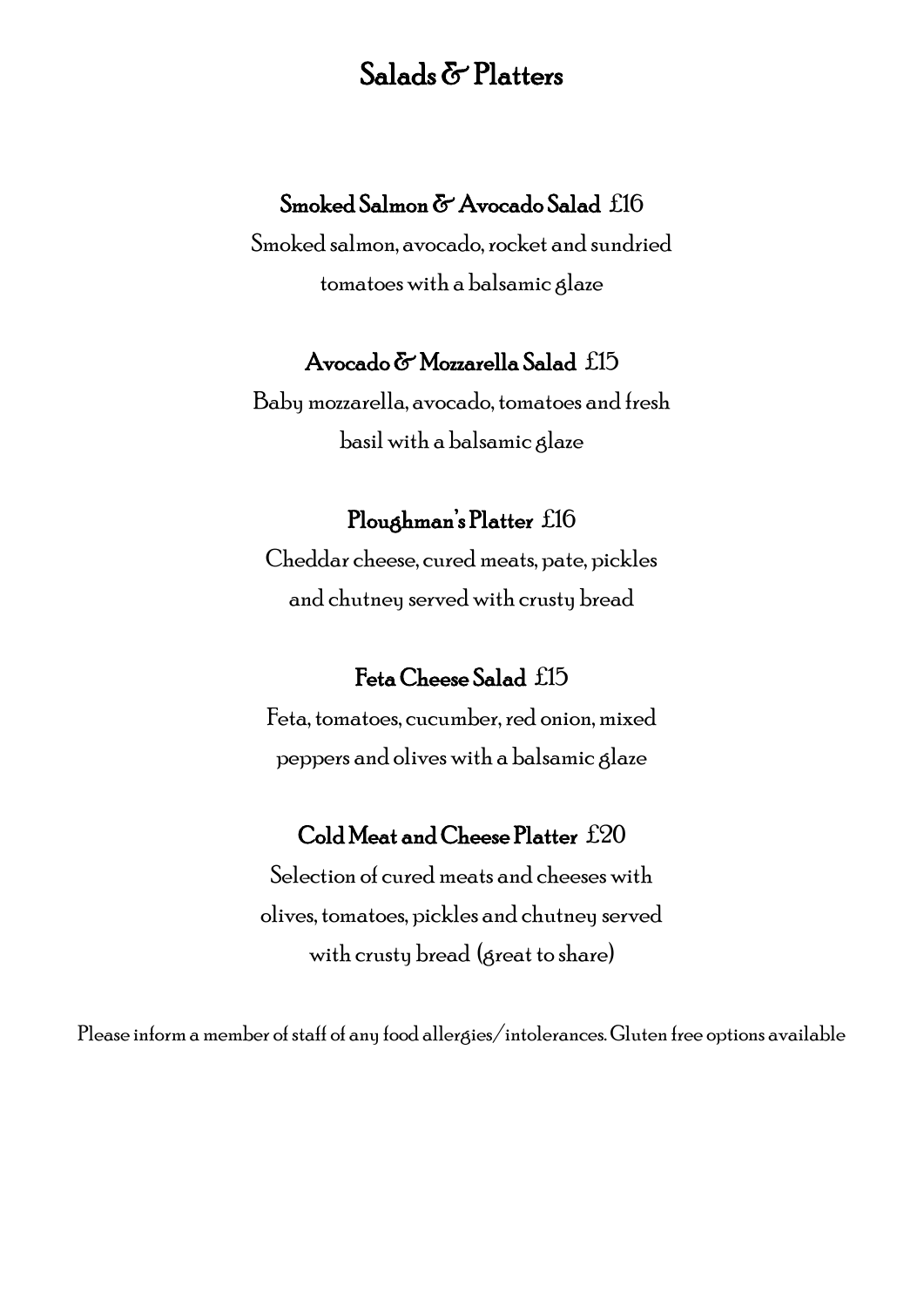# Salads & Platters

**Smoked Salmon & Avocado Salad** £16

Smoked salmon, avocado, rocket and sundried tomatoes with a balsamic glaze

**Avocado & Mozzarella Salad** £15

Baby mozzarella, avocado, tomatoes and fresh basil with a balsamic glaze

**Ploughman's Platter** £16

Cheddar cheese, cured meats, pate, pickles and chutney served with crusty bread

**Feta Cheese Salad** £15

Feta, tomatoes, cucumber, red onion, mixed peppers and olives with a balsamic glaze

**Cold Meat and Cheese Platter** £20

Selection of cured meats and cheeses with olives, tomatoes, pickles and chutney served with crusty bread (great to share)

Please inform a member of staff of any food allergies/intolerances. Gluten free options available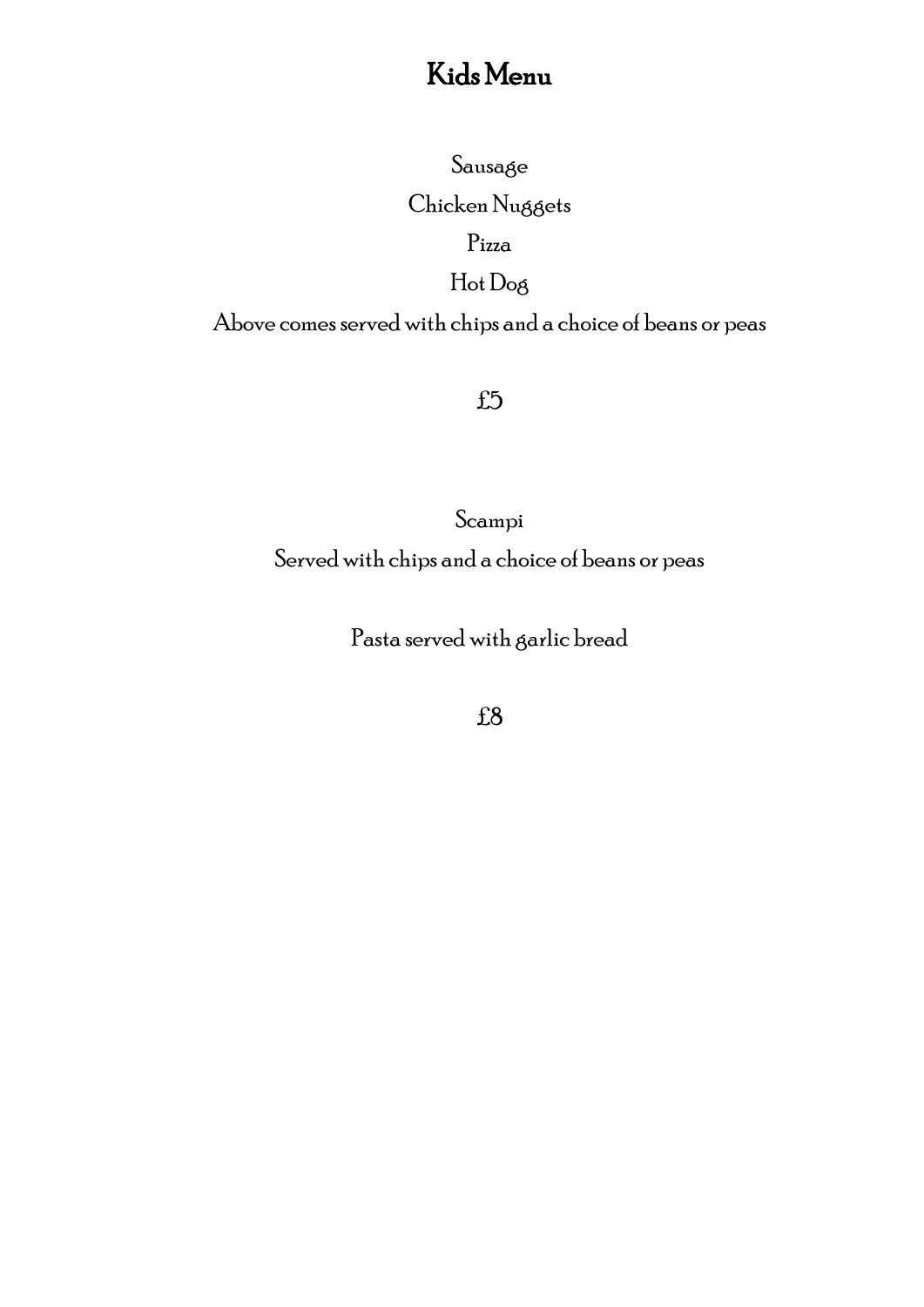# Kids Menu

Sausage

Chicken Nuggets

Pizza

Hot Dog

Above comes served with chips and a choice of beans or peas

£5

Scampi

Served with chips and a choice of beans or peas

Pasta served with garlic bread

£8